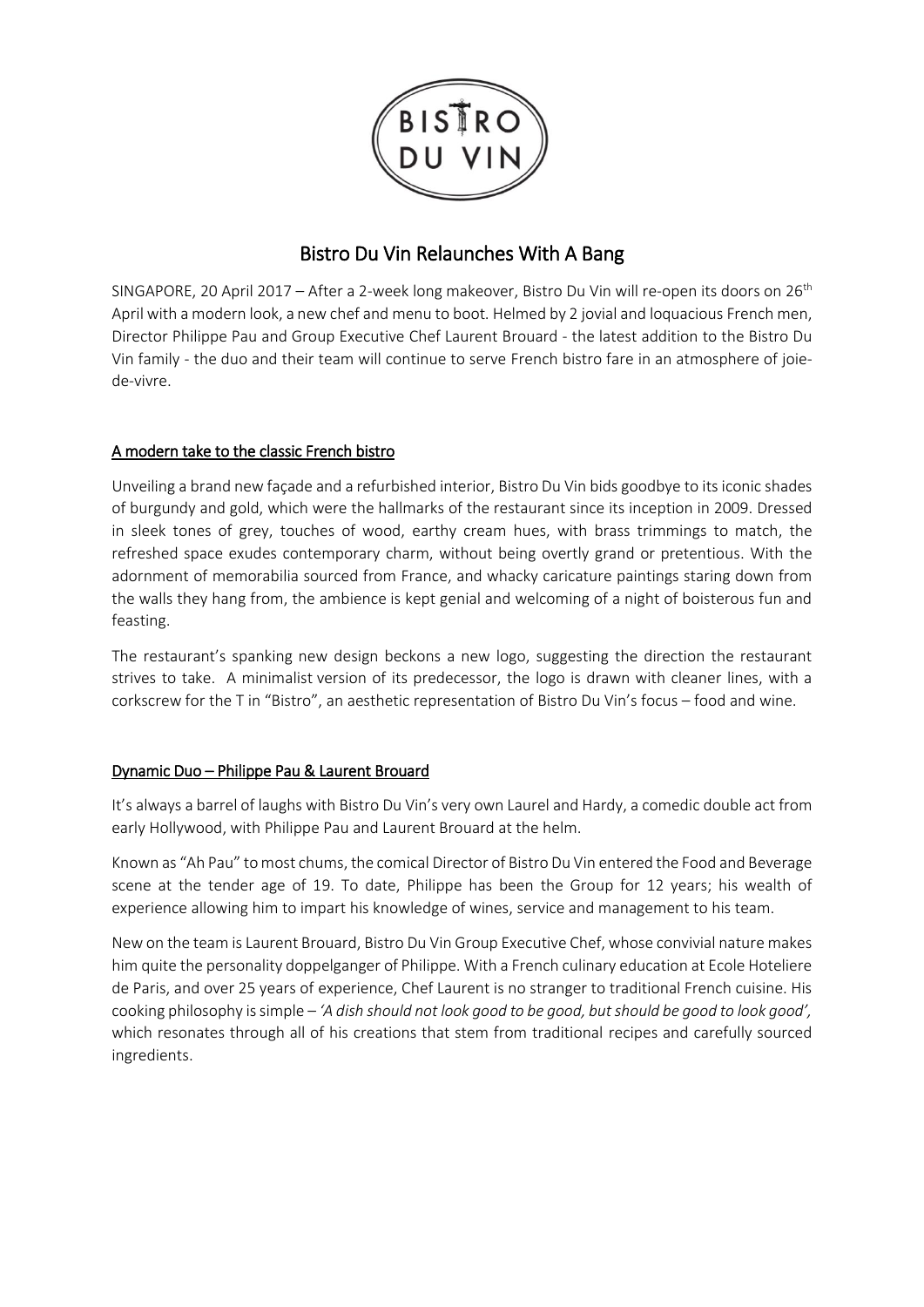# Bistro Du Vin Relaunches With A Bang

SINGAPORE, 20 April 2017 – After a 2-week long makeover, Bistro Du Vin will re-open its doors on 26th April with a modern look, a new chef and menu to boot. Helmed by 2 jovial and loquacious French men, Director Philippe Pau and Group Executive Chef Laurent Brouard - the latest addition to the Bistro Du Vin family - the duo and their team will continue to serve French bistro fare in an atmosphere of joie-de-vivre.

## A modern take to the classic French bistro

Unveiling a brand new façade and a refurbished interior, Bistro Du Vin bids goodbye to its iconic shades of burgundy and gold, which were the hallmarks of the restaurant since its inception in 2009. Dressed in sleek tones of grey, touches of wood, earthy cream hues, with brass trimmings to match, the refreshed space exudes contemporary charm, without being overtly grand or pretentious. With the adornment of memorabilia sourced from France, and whacky caricature paintings staring down from the walls they hang from, the ambience is kept genial and welcoming of a night of boisterous fun and feasting.

The restaurant's spanking new design beckons a new logo, suggesting the direction the restaurant strives to take. A minimalist version of its predecessor, the logo is drawn with cleaner lines, with a corkscrew for the T in "Bistro", an aesthetic representation of Bistro Du Vin's focus – food and wine.

## Dynamic Duo – Philippe Pau & Laurent Brouard

It's always a barrel of laughs with Bistro Du Vin's very own Laurel and Hardy, a comedic double act from early Hollywood, with Philippe Pau and Laurent Brouard at the helm.

Known as "Ah Pau" to most chums, the comical Director of Bistro Du Vin entered the Food and Beverage scene at the tender age of 19. To date, Philippe has been the Group for 12 years; his wealth of experience allowing him to impart his knowledge of wines, service and management to his team.

New on the team is Laurent Brouard, Bistro Du Vin Group Executive Chef, whose convivial nature makes him quite the personality doppelganger of Philippe. With a French culinary education at Ecole Hoteliere de Paris, and over 25 years of experience, Chef Laurent is no stranger to traditional French cuisine. His cooking philosophy is simple – *'A dish should not look good to be good, but should be good to look good',* which resonates through all of his creations that stem from traditional recipes and carefully sourced ingredients.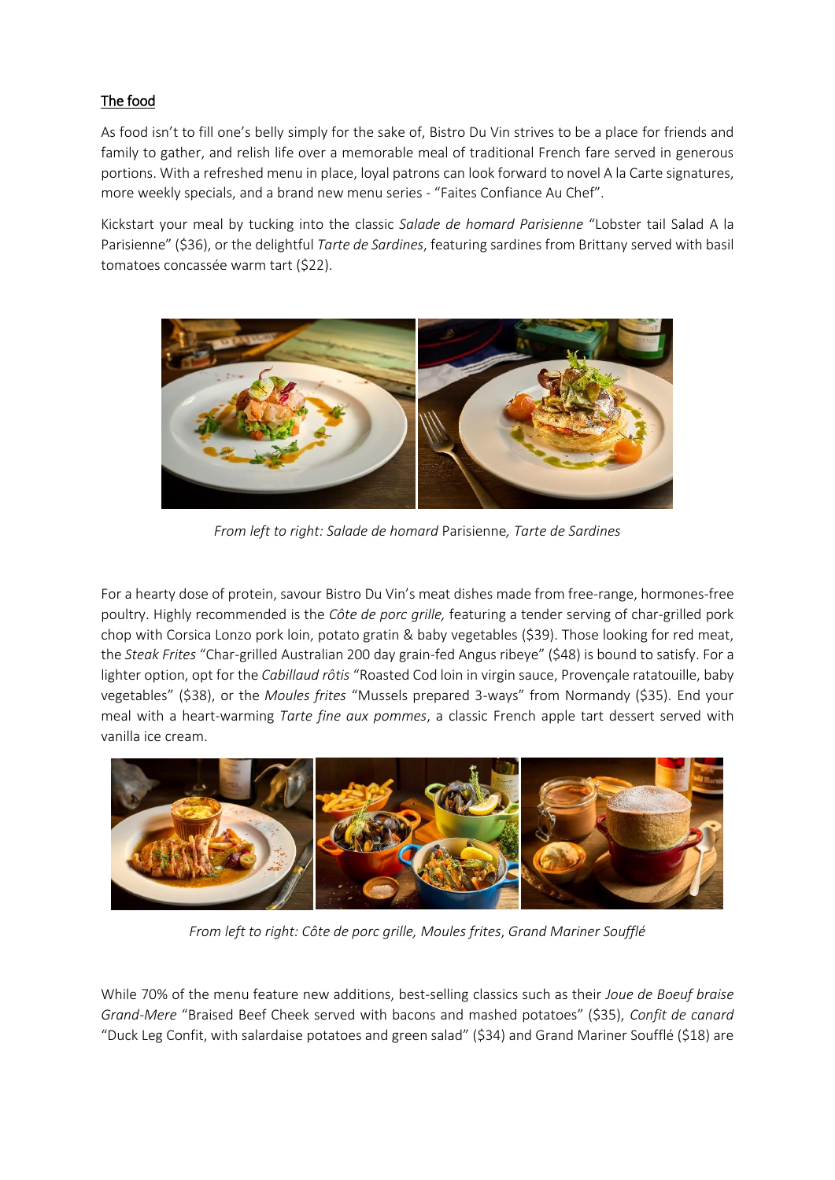## The food

As food isn't to fill one's belly simply for the sake of, Bistro Du Vin strives to be a place for friends and family to gather, and relish life over a memorable meal of traditional French fare served in generous portions. With a refreshed menu in place, loyal patrons can look forward to novel A la Carte signatures, more weekly specials, and a brand new menu series - "Faites Confiance Au Chef".

Kickstart your meal by tucking into the classic *Salade de homard Parisienne* "Lobster tail Salad A la Parisienne" ($36), or the delightful *Tarte de Sardines*, featuring sardines from Brittany served with basil tomatoes concassée warm tart ($22).

*From left to right: Salade de homard* Parisienne*, Tarte de Sardines*

For a hearty dose of protein, savour Bistro Du Vin's meat dishes made from free-range, hormones-free poultry. Highly recommended is the *Côte de porc grille,* featuring a tender serving of char-grilled pork chop with Corsica Lonzo pork loin, potato gratin & baby vegetables ($39). Those looking for red meat, the *Steak Frites* "Char-grilled Australian 200 day grain-fed Angus ribeye" ($48) is bound to satisfy. For a lighter option, opt for the *Cabillaud rôtis* "Roasted Cod loin in virgin sauce, Provençale ratatouille, baby vegetables" ($38), or the *Moules frites* "Mussels prepared 3-ways" from Normandy ($35). End your meal with a heart-warming *Tarte fine aux pommes*, a classic French apple tart dessert served with vanilla ice cream.

*From left to right: Côte de porc grille, Moules frites*, *Grand Mariner Soufflé*

While 70% of the menu feature new additions, best-selling classics such as their *Joue de Boeuf braise Grand-Mere* "Braised Beef Cheek served with bacons and mashed potatoes" ($35), *Confit de canard* "Duck Leg Confit, with salardaise potatoes and green salad" ($34) and Grand Mariner Soufflé ($18) are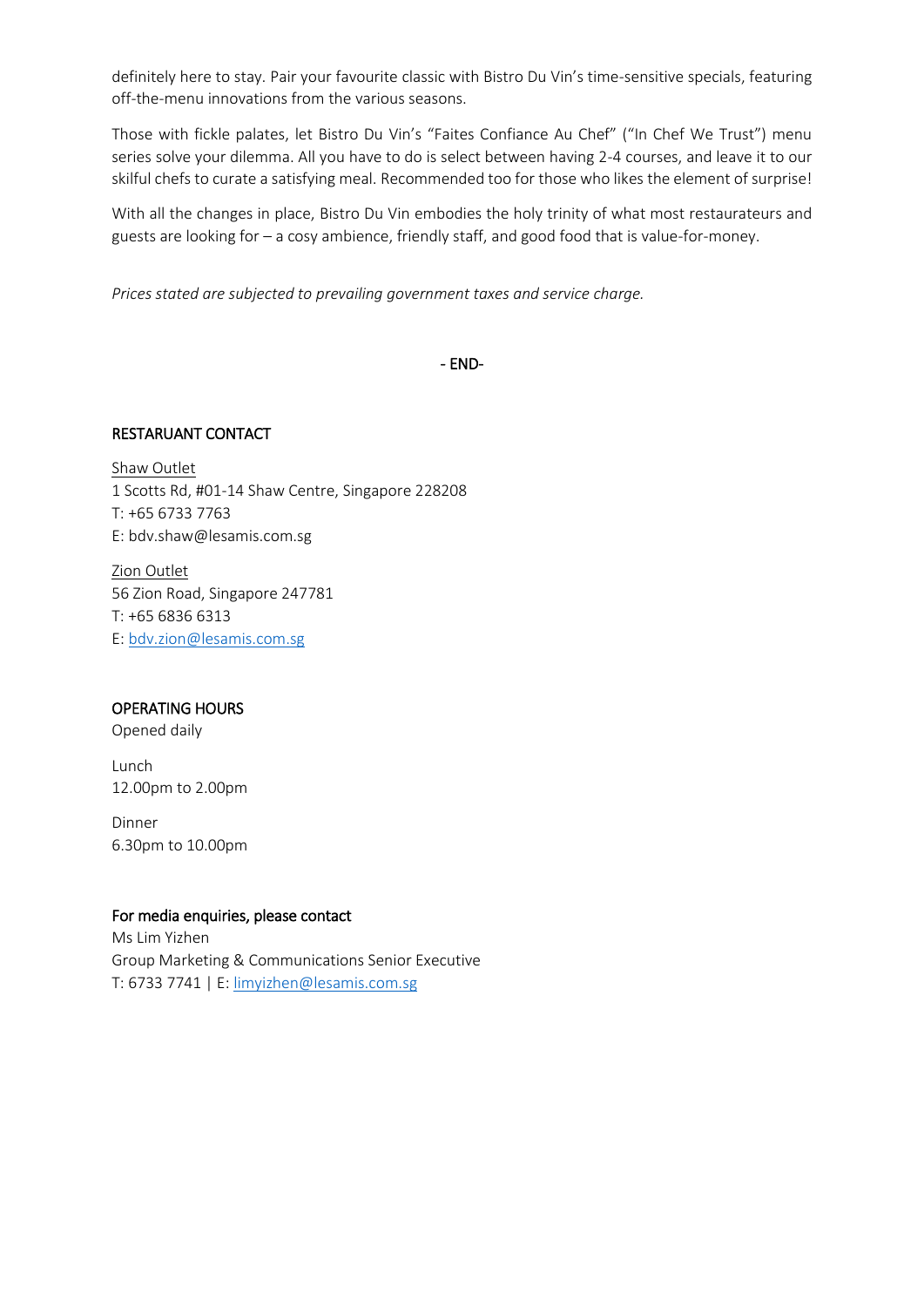definitely here to stay. Pair your favourite classic with Bistro Du Vin's time-sensitive specials, featuring off-the-menu innovations from the various seasons.

Those with fickle palates, let Bistro Du Vin's "Faites Confiance Au Chef" ("In Chef We Trust") menu series solve your dilemma. All you have to do is select between having 2-4 courses, and leave it to our skilful chefs to curate a satisfying meal. Recommended too for those who likes the element of surprise!

With all the changes in place, Bistro Du Vin embodies the holy trinity of what most restaurateurs and guests are looking for – a cosy ambience, friendly staff, and good food that is value-for-money.

*Prices stated are subjected to prevailing government taxes and service charge.*

- END-

## RESTARUANT CONTACT

Shaw Outlet
1 Scotts Rd, #01-14 Shaw Centre, Singapore 228208
T: +65 6733 7763
E: bdv.shaw@lesamis.com.sg

Zion Outlet
56 Zion Road, Singapore 247781
T: +65 6836 6313
E: bdv.zion@lesamis.com.sg

## OPERATING HOURS

Opened daily

Lunch
12.00pm to 2.00pm

Dinner
6.30pm to 10.00pm

## For media enquiries, please contact

Ms Lim Yizhen
Group Marketing & Communications Senior Executive
T: 6733 7741 | E: limyizhen@lesamis.com.sg